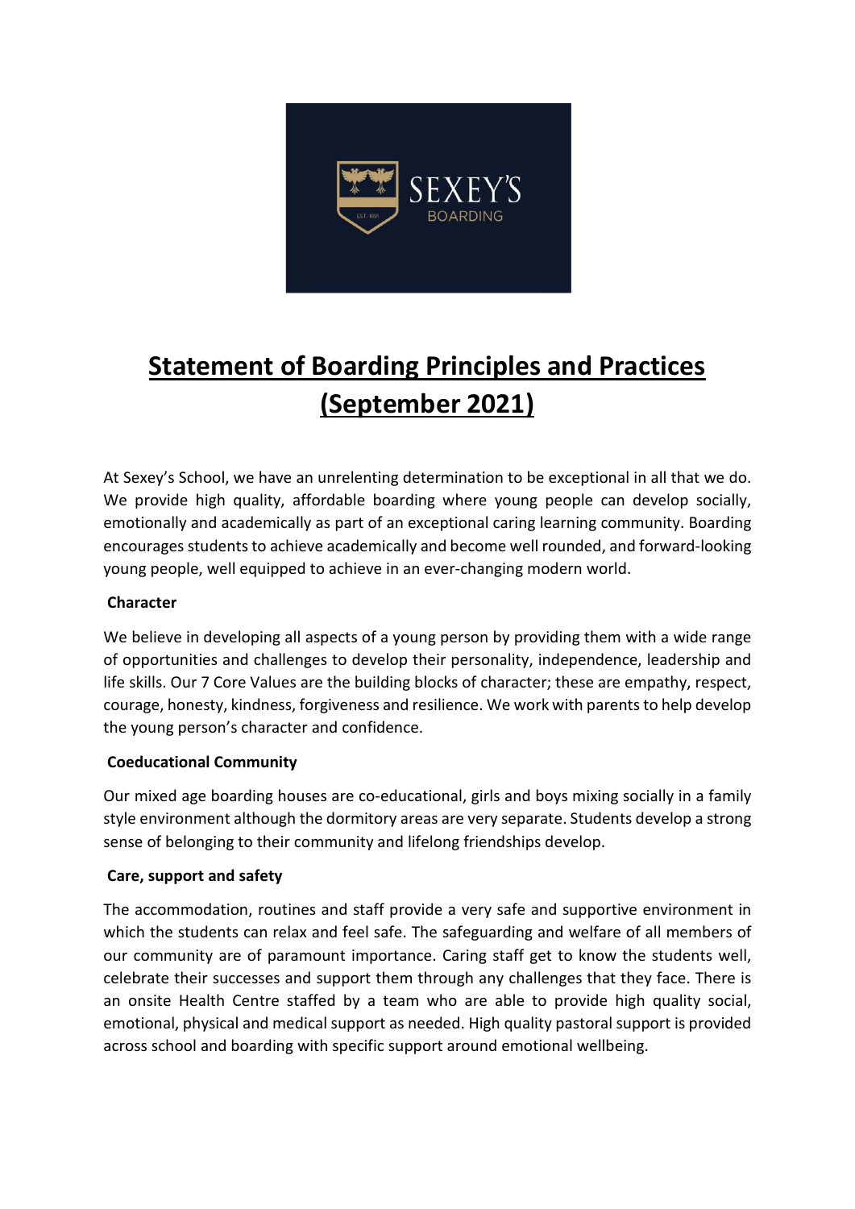# Statement of Boarding Principles and Practices (September 2021)

At Sexey's School, we have an unrelenting determination to be exceptional in all that we do. We provide high quality, affordable boarding where young people can develop socially, emotionally and academically as part of an exceptional caring learning community. Boarding encourages students to achieve academically and become well rounded, and forward-looking young people, well equipped to achieve in an ever-changing modern world.

**Character**

We believe in developing all aspects of a young person by providing them with a wide range of opportunities and challenges to develop their personality, independence, leadership and life skills. Our 7 Core Values are the building blocks of character; these are empathy, respect, courage, honesty, kindness, forgiveness and resilience. We work with parents to help develop the young person's character and confidence.

**Coeducational Community**

Our mixed age boarding houses are co-educational, girls and boys mixing socially in a family style environment although the dormitory areas are very separate. Students develop a strong sense of belonging to their community and lifelong friendships develop.

**Care, support and safety**

The accommodation, routines and staff provide a very safe and supportive environment in which the students can relax and feel safe. The safeguarding and welfare of all members of our community are of paramount importance. Caring staff get to know the students well, celebrate their successes and support them through any challenges that they face. There is an onsite Health Centre staffed by a team who are able to provide high quality social, emotional, physical and medical support as needed. High quality pastoral support is provided across school and boarding with specific support around emotional wellbeing.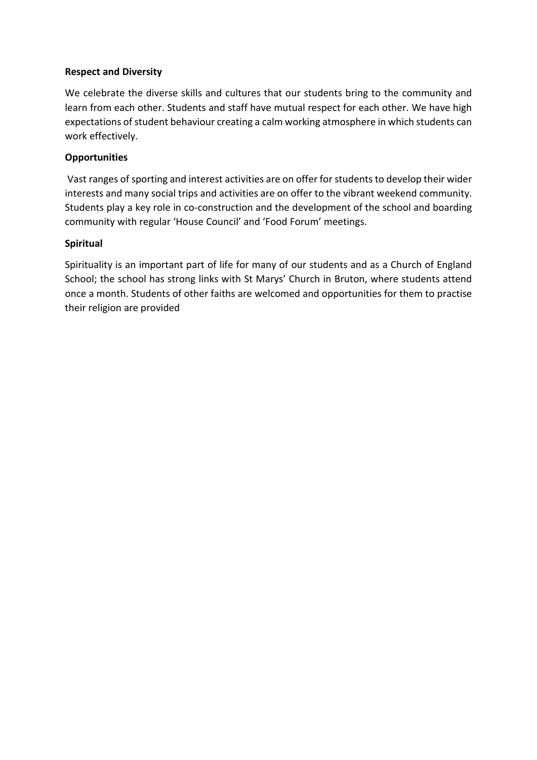**Respect and Diversity**

We celebrate the diverse skills and cultures that our students bring to the community and learn from each other. Students and staff have mutual respect for each other. We have high expectations of student behaviour creating a calm working atmosphere in which students can work effectively.

**Opportunities**

Vast ranges of sporting and interest activities are on offer for students to develop their wider interests and many social trips and activities are on offer to the vibrant weekend community. Students play a key role in co-construction and the development of the school and boarding community with regular 'House Council' and 'Food Forum' meetings.

**Spiritual**

Spirituality is an important part of life for many of our students and as a Church of England School; the school has strong links with St Marys' Church in Bruton, where students attend once a month. Students of other faiths are welcomed and opportunities for them to practise their religion are provided